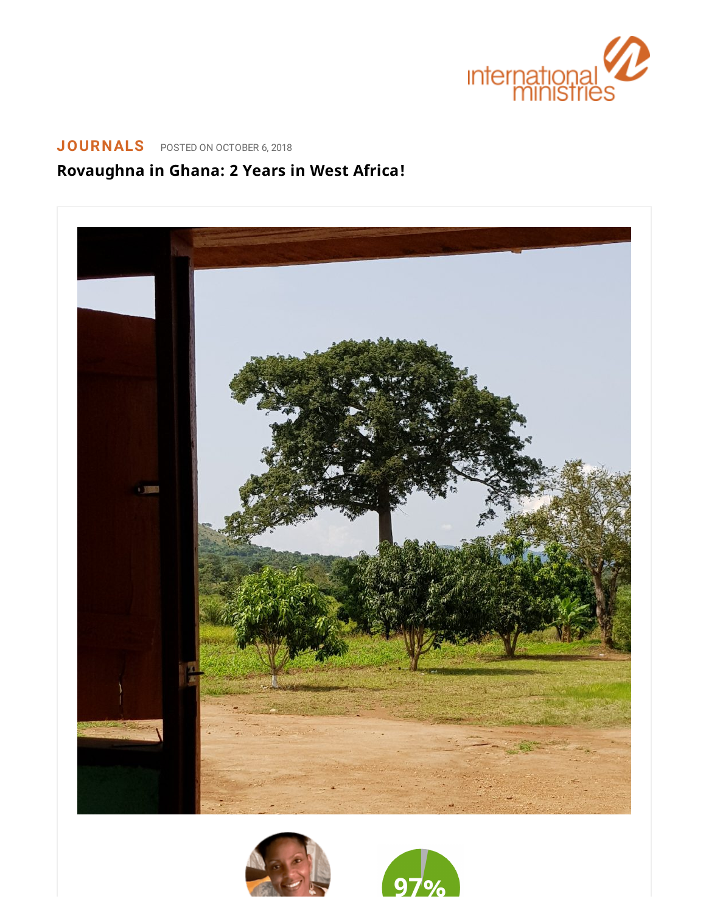JOURNALS POSTED ON OCTOBER 6, 2018

# Rovaughna in Ghana: 2 Years in West Africa!

97%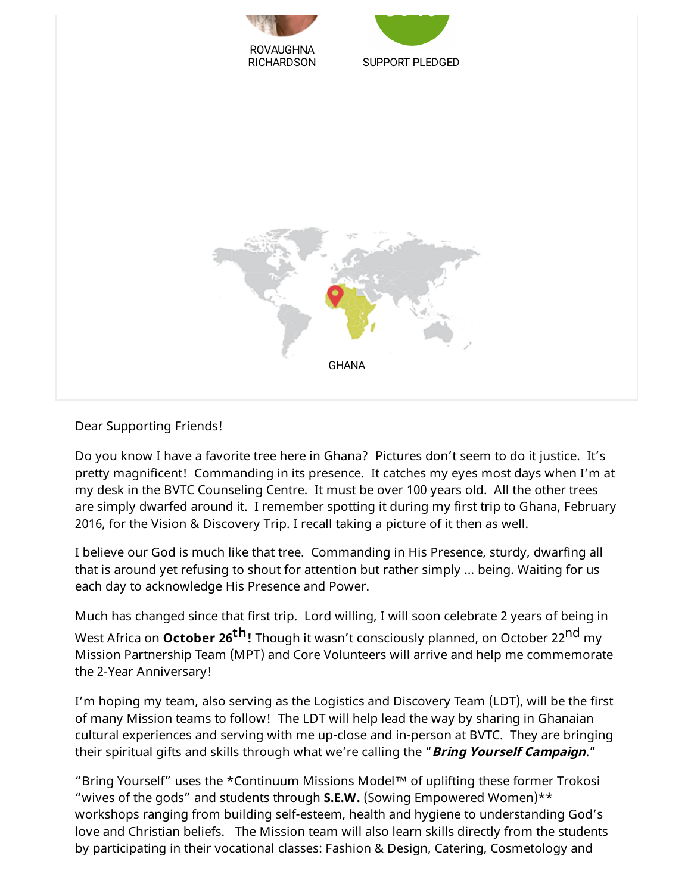ROVAUGHNA RICHARDSON

SUPPORT PLEDGED

GHANA

Dear Supporting Friends!

Do you know I have a favorite tree here in Ghana? Pictures don't seem to do it justice. It's pretty magnificent! Commanding in its presence. It catches my eyes most days when I'm at my desk in the BVTC Counseling Centre. It must be over 100 years old. All the other trees are simply dwarfed around it. I remember spotting it during my first trip to Ghana, February 2016, for the Vision & Discovery Trip. I recall taking a picture of it then as well.

I believe our God is much like that tree. Commanding in His Presence, sturdy, dwarfing all that is around yet refusing to shout for attention but rather simply … being. Waiting for us each day to acknowledge His Presence and Power.

Much has changed since that first trip. Lord willing, I will soon celebrate 2 years of being in West Africa on **October 26th!** Though it wasn't consciously planned, on October 22nd my Mission Partnership Team (MPT) and Core Volunteers will arrive and help me commemorate the 2-Year Anniversary!

I'm hoping my team, also serving as the Logistics and Discovery Team (LDT), will be the first of many Mission teams to follow! The LDT will help lead the way by sharing in Ghanaian cultural experiences and serving with me up-close and in-person at BVTC. They are bringing their spiritual gifts and skills through what we're calling the "***Bring Yourself Campaign***."

"Bring Yourself" uses the *Continuum Missions Model™ of uplifting these former Trokosi "wives of the gods" and students through **S.E.W.** (Sowing Empowered Women)** workshops ranging from building self-esteem, health and hygiene to understanding God's love and Christian beliefs. The Mission team will also learn skills directly from the students by participating in their vocational classes: Fashion & Design, Catering, Cosmetology and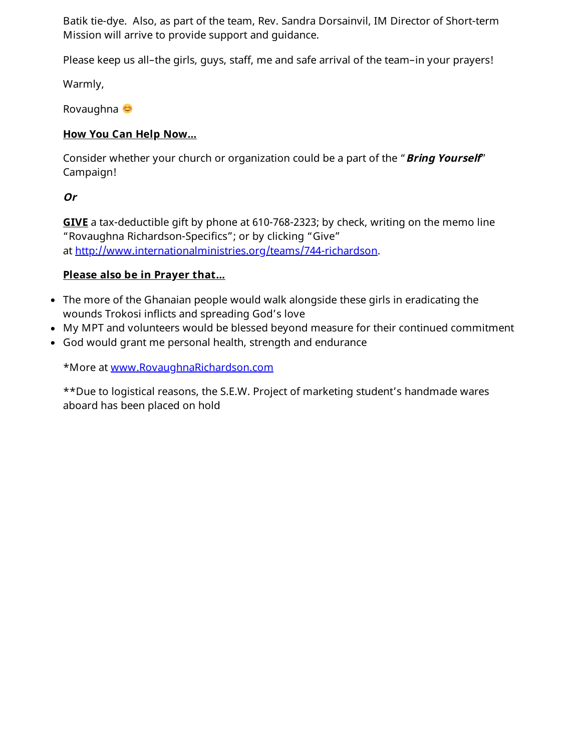Batik tie-dye.  Also, as part of the team, Rev. Sandra Dorsainvil, IM Director of Short-term Mission will arrive to provide support and guidance.

Please keep us all–the girls, guys, staff, me and safe arrival of the team–in your prayers!

Warmly,

Rovaughna 😊

**<u>How You Can Help Now…</u>**

Consider whether your church or organization could be a part of the "***Bring Yourself***" Campaign!

***Or***

**<u>GIVE</u>** a tax-deductible gift by phone at 610-768-2323; by check, writing on the memo line "Rovaughna Richardson-Specifics"; or by clicking "Give" at [http://www.internationalministries.org/teams/744-richardson](http://www.internationalministries.org/teams/744-richardson).

**<u>Please also be in Prayer that…</u>**

- The more of the Ghanaian people would walk alongside these girls in eradicating the wounds Trokosi inflicts and spreading God's love
- My MPT and volunteers would be blessed beyond measure for their continued commitment
- God would grant me personal health, strength and endurance

*More at [www.RovaughnaRichardson.com](http://www.RovaughnaRichardson.com)

**Due to logistical reasons, the S.E.W. Project of marketing student's handmade wares aboard has been placed on hold